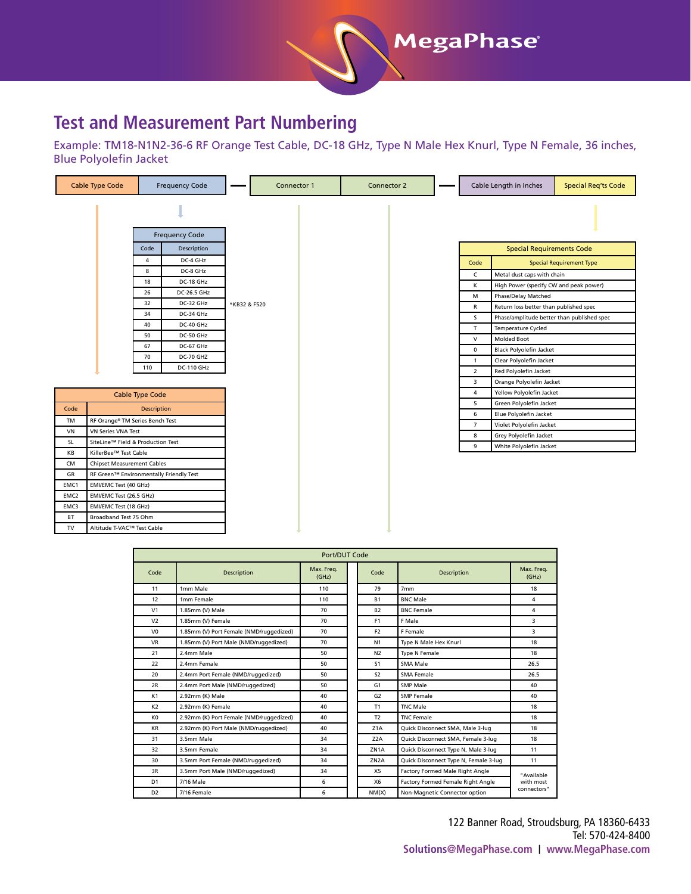# Test and Measurement Part Numbering

Example: TM18-N1N2-36-6 RF Orange Test Cable, DC-18 GHz, Type N Male Hex Knurl, Type N Female, 36 inches, Blue Polyolefin Jacket

Cable Type Code | Frequency Code — Connector 1 | Connector 2 — Cable Length in Inches | Special Req'ts Code

### Frequency Code

| Code | Description |
|---|---|
| 4 | DC-4 GHz |
| 8 | DC-8 GHz |
| 18 | DC-18 GHz |
| 26 | DC-26.5 GHz |
| 32 | DC-32 GHz |
| 34 | DC-34 GHz |
| 40 | DC-40 GHz |
| 50 | DC-50 GHz |
| 67 | DC-67 GHz |
| 70 | DC-70 GHZ |
| 110 | DC-110 GHz |

*KB32 & F520

### Cable Type Code

| Code | Description |
|---|---|
| TM | RF Orange® TM Series Bench Test |
| VN | VN Series VNA Test |
| SL | SiteLine™ Field & Production Test |
| KB | KillerBee™ Test Cable |
| CM | Chipset Measurement Cables |
| GR | RF Green™ Environmentally Friendly Test |
| EMC1 | EMI/EMC Test (40 GHz) |
| EMC2 | EMI/EMC Test (26.5 GHz) |
| EMC3 | EMI/EMC Test (18 GHz) |
| BT | Broadband Test 75 Ohm |
| TV | Altitude T-VAC™ Test Cable |

### Special Requirements Code

| Code | Special Requirement Type |
|---|---|
| C | Metal dust caps with chain |
| K | High Power (specify CW and peak power) |
| M | Phase/Delay Matched |
| R | Return loss better than published spec |
| S | Phase/amplitude better than published spec |
| T | Temperature Cycled |
| V | Molded Boot |
| 0 | Black Polyolefin Jacket |
| 1 | Clear Polyolefin Jacket |
| 2 | Red Polyolefin Jacket |
| 3 | Orange Polyolefin Jacket |
| 4 | Yellow Polyolefin Jacket |
| 5 | Green Polyolefin Jacket |
| 6 | Blue Polyolefin Jacket |
| 7 | Violet Polyolefin Jacket |
| 8 | Grey Polyolefin Jacket |
| 9 | White Polyolefin Jacket |

### Port/DUT Code

| Code | Description | Max. Freq. (GHz) | Code | Description | Max. Freq. (GHz) |
|---|---|---|---|---|---|
| 11 | 1mm Male | 110 | 79 | 7mm | 18 |
| 12 | 1mm Female | 110 | B1 | BNC Male | 4 |
| V1 | 1.85mm (V) Male | 70 | B2 | BNC Female | 4 |
| V2 | 1.85mm (V) Female | 70 | F1 | F Male | 3 |
| V0 | 1.85mm (V) Port Female (NMD/ruggedized) | 70 | F2 | F Female | 3 |
| VR | 1.85mm (V) Port Male (NMD/ruggedized) | 70 | N1 | Type N Male Hex Knurl | 18 |
| 21 | 2.4mm Male | 50 | N2 | Type N Female | 18 |
| 22 | 2.4mm Female | 50 | S1 | SMA Male | 26.5 |
| 20 | 2.4mm Port Female (NMD/ruggedized) | 50 | S2 | SMA Female | 26.5 |
| 2R | 2.4mm Port Male (NMD/ruggedized) | 50 | G1 | SMP Male | 40 |
| K1 | 2.92mm (K) Male | 40 | G2 | SMP Female | 40 |
| K2 | 2.92mm (K) Female | 40 | T1 | TNC Male | 18 |
| K0 | 2.92mm (K) Port Female (NMD/ruggedized) | 40 | T2 | TNC Female | 18 |
| KR | 2.92mm (K) Port Male (NMD/ruggedized) | 40 | Z1A | Quick Disconnect SMA, Male 3-lug | 18 |
| 31 | 3.5mm Male | 34 | Z2A | Quick Disconnect SMA, Female 3-lug | 18 |
| 32 | 3.5mm Female | 34 | ZN1A | Quick Disconnect Type N, Male 3-lug | 11 |
| 30 | 3.5mm Port Female (NMD/ruggedized) | 34 | ZN2A | Quick Disconnect Type N, Female 3-lug | 11 |
| 3R | 3.5mm Port Male (NMD/ruggedized) | 34 | X5 | Factory Formed Male Right Angle | "Available with most connectors" |
| D1 | 7/16 Male | 6 | X6 | Factory Formed Female Right Angle | |
| D2 | 7/16 Female | 6 | NM(X) | Non-Magnetic Connector option | |

122 Banner Road, Stroudsburg, PA 18360-6433
Tel: 570-424-8400
Solutions@MegaPhase.com | www.MegaPhase.com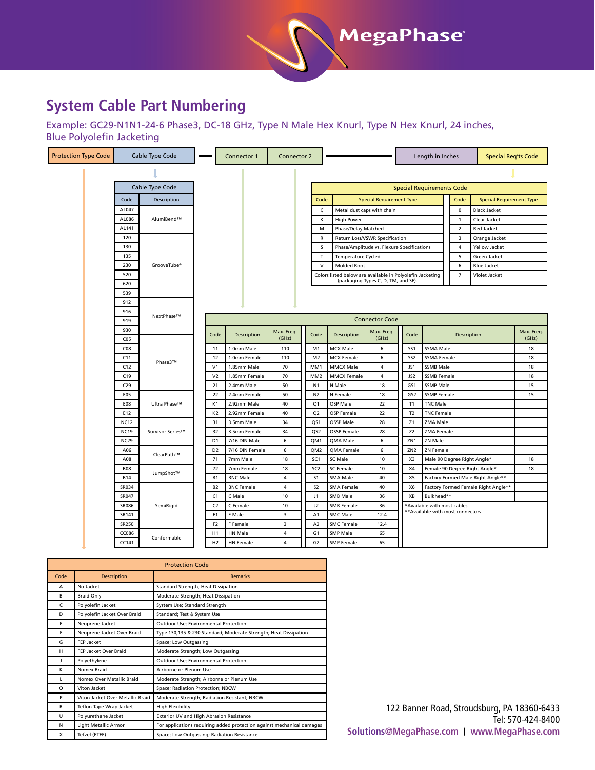# System Cable Part Numbering

Example: GC29-N1N1-24-6 Phase3, DC-18 GHz, Type N Male Hex Knurl, Type N Hex Knurl, 24 inches, Blue Polyolefin Jacketing

| Protection Type Code | Cable Type Code | — | Connector 1 | Connector 2 | — | Length in Inches | Special Req'ts Code |
|---|---|---|---|---|---|---|---|

## Cable Type Code

| Code | Description |
|---|---|
| AL047 | AlumiBend™ |
| AL086 | AlumiBend™ |
| AL141 | AlumiBend™ |
| 120 | GrooveTube® |
| 130 | GrooveTube® |
| 135 | GrooveTube® |
| 230 | GrooveTube® |
| 520 | GrooveTube® |
| 620 | GrooveTube® |
| 539 | GrooveTube® |
| 912 | NextPhase™ |
| 916 | NextPhase™ |
| 919 | NextPhase™ |
| 930 | NextPhase™ |
| C05 | Phase3™ |
| C08 | Phase3™ |
| C11 | Phase3™ |
| C12 | Phase3™ |
| C19 | Phase3™ |
| C29 | Phase3™ |
| E05 | Ultra Phase™ |
| E08 | Ultra Phase™ |
| E12 | Ultra Phase™ |
| NC12 | Survivor Series™ |
| NC19 | Survivor Series™ |
| NC29 | Survivor Series™ |
| A06 | ClearPath™ |
| A08 | ClearPath™ |
| B08 | JumpShot™ |
| B14 | JumpShot™ |
| SR034 | SemiRigid |
| SR047 | SemiRigid |
| SR086 | SemiRigid |
| SR141 | SemiRigid |
| SR250 | SemiRigid |
| CC086 | Conformable |
| CC141 | Conformable |

## Special Requirements Code

| Code | Special Requirement Type | Code | Special Requirement Type |
|---|---|---|---|
| C | Metal dust caps with chain | 0 | Black Jacket |
| K | High Power | 1 | Clear Jacket |
| M | Phase/Delay Matched | 2 | Red Jacket |
| R | Return Loss/VSWR Specification | 3 | Orange Jacket |
| S | Phase/Amplitude vs. Flexure Specifications | 4 | Yellow Jacket |
| T | Temperature Cycled | 5 | Green Jacket |
| V | Molded Boot | 6 | Blue Jacket |
| Colors listed below are available in Polyolefin Jacketing (packaging Types C, D, TM, and SF). | | 7 | Violet Jacket |

## Connector Code

| Code | Description | Max. Freq. (GHz) | Code | Description | Max. Freq. (GHz) | Code | Description | Max. Freq. (GHz) |
|---|---|---|---|---|---|---|---|---|
| 11 | 1.0mm Male | 110 | M1 | MCX Male | 6 | SS1 | SSMA Male | 18 |
| 12 | 1.0mm Female | 110 | M2 | MCX Female | 6 | SS2 | SSMA Female | 18 |
| V1 | 1.85mm Male | 70 | MM1 | MMCX Male | 4 | JS1 | SSMB Male | 18 |
| V2 | 1.85mm Female | 70 | MM2 | MMCX Female | 4 | JS2 | SSMB Female | 18 |
| 21 | 2.4mm Male | 50 | N1 | N Male | 18 | GS1 | SSMP Male | 15 |
| 22 | 2.4mm Female | 50 | N2 | N Female | 18 | GS2 | SSMP Female | 15 |
| K1 | 2.92mm Male | 40 | Q1 | OSP Male | 22 | T1 | TNC Male | |
| K2 | 2.92mm Female | 40 | Q2 | OSP Female | 22 | T2 | TNC Female | |
| 31 | 3.5mm Male | 34 | QS1 | OSSP Male | 28 | Z1 | ZMA Male | |
| 32 | 3.5mm Female | 34 | QS2 | OSSP Female | 28 | Z2 | ZMA Female | |
| D1 | 7/16 DIN Male | 6 | QM1 | QMA Male | 6 | ZN1 | ZN Male | |
| D2 | 7/16 DIN Female | 6 | QM2 | QMA Female | 6 | ZN2 | ZN Female | |
| 71 | 7mm Male | 18 | SC1 | SC Male | 10 | X3 | Male 90 Degree Right Angle* | 18 |
| 72 | 7mm Female | 18 | SC2 | SC Female | 10 | X4 | Female 90 Degree Right Angle* | 18 |
| B1 | BNC Male | 4 | S1 | SMA Male | 40 | X5 | Factory Formed Male Right Angle** | |
| B2 | BNC Female | 4 | S2 | SMA Female | 40 | X6 | Factory Formed Female Right Angle** | |
| C1 | C Male | 10 | J1 | SMB Male | 36 | XB | Bulkhead** | |
| C2 | C Female | 10 | J2 | SMB Female | 36 | | | |
| F1 | F Male | 3 | A1 | SMC Male | 12.4 | | | |
| F2 | F Female | 3 | A2 | SMC Female | 12.4 | | | |
| H1 | HN Male | 4 | G1 | SMP Male | 65 | | | |
| H2 | HN Female | 4 | G2 | SMP Female | 65 | | | |

*Available with most cables
**Available with most connectors

## Protection Code

| Code | Description | Remarks |
|---|---|---|
| A | No Jacket | Standard Strength; Heat Dissipation |
| B | Braid Only | Moderate Strength; Heat Dissipation |
| C | Polyolefin Jacket | System Use; Standard Strength |
| D | Polyolefin Jacket Over Braid | Standard; Test & System Use |
| E | Neoprene Jacket | Outdoor Use; Environmental Protection |
| F | Neoprene Jacket Over Braid | Type 130,135 & 230 Standard; Moderate Strength; Heat Dissipation |
| G | FEP Jacket | Space; Low Outgassing |
| H | FEP Jacket Over Braid | Moderate Strength; Low Outgassing |
| J | Polyethylene | Outdoor Use; Environmental Protection |
| K | Nomex Braid | Airborne or Plenum Use |
| L | Nomex Over Metallic Braid | Moderate Strength; Airborne or Plenum Use |
| O | Viton Jacket | Space; Radiation Protection; NBCW |
| P | Viton Jacket Over Metallic Braid | Moderate Strength; Radiation Resistant; NBCW |
| R | Teflon Tape Wrap Jacket | High Flexibility |
| U | Polyurethane Jacket | Exterior UV and High Abrasion Resistance |
| N | Light Metallic Armor | For applications requiring added protection against mechanical damages |
| X | Tefzel (ETFE) | Space; Low Outgassing; Radiation Resistance |

122 Banner Road, Stroudsburg, PA 18360-6433
Tel: 570-424-8400
Solutions@MegaPhase.com | www.MegaPhase.com